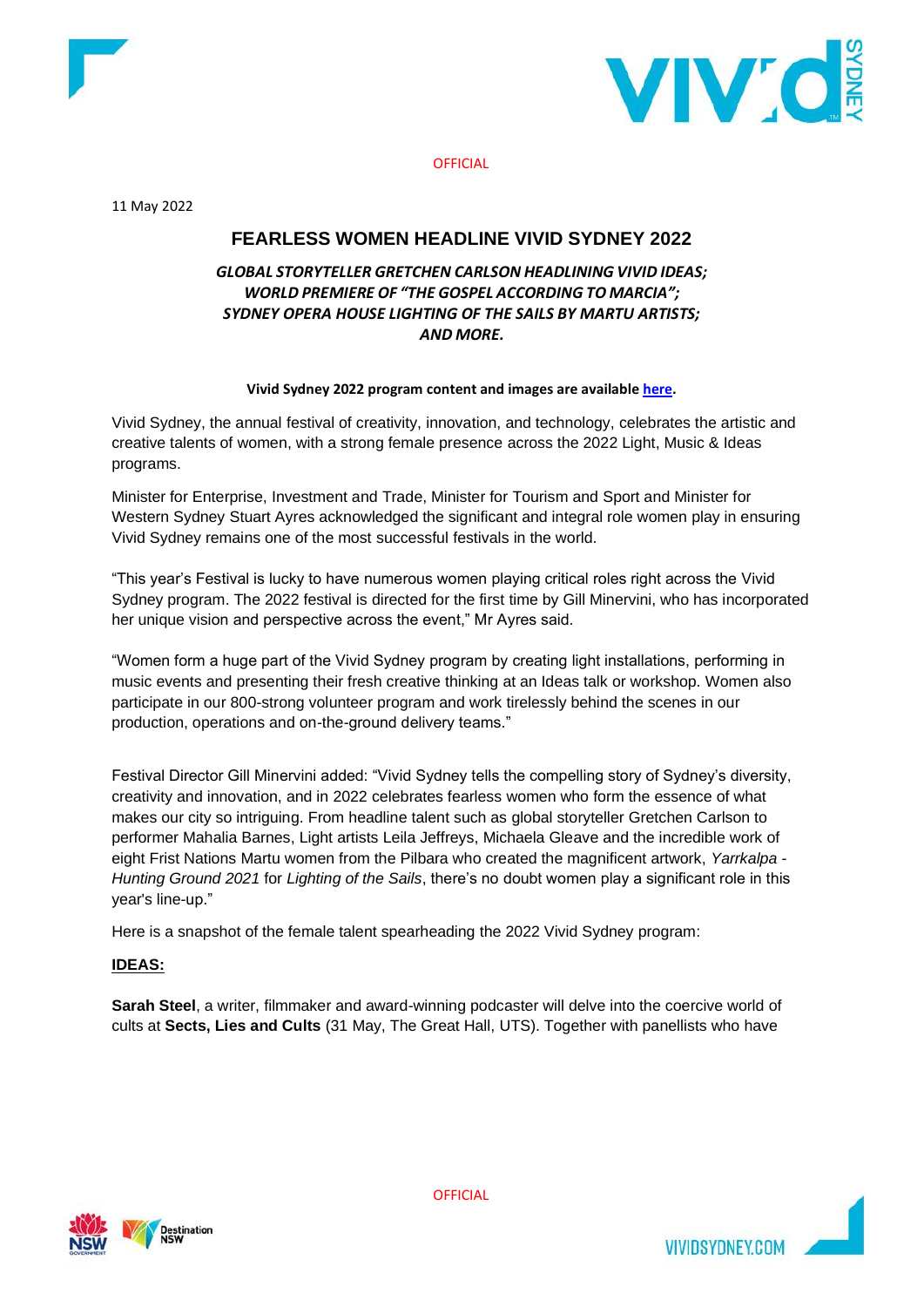OFFICIAL

11 May 2022

# FEARLESS WOMEN HEADLINE VIVID SYDNEY 2022

***GLOBAL STORYTELLER GRETCHEN CARLSON HEADLINING VIVID IDEAS; WORLD PREMIERE OF "THE GOSPEL ACCORDING TO MARCIA"; SYDNEY OPERA HOUSE LIGHTING OF THE SAILS BY MARTU ARTISTS; AND MORE.***

**Vivid Sydney 2022 program content and images are available here.**

Vivid Sydney, the annual festival of creativity, innovation, and technology, celebrates the artistic and creative talents of women, with a strong female presence across the 2022 Light, Music & Ideas programs.

Minister for Enterprise, Investment and Trade, Minister for Tourism and Sport and Minister for Western Sydney Stuart Ayres acknowledged the significant and integral role women play in ensuring Vivid Sydney remains one of the most successful festivals in the world.

"This year's Festival is lucky to have numerous women playing critical roles right across the Vivid Sydney program. The 2022 festival is directed for the first time by Gill Minervini, who has incorporated her unique vision and perspective across the event," Mr Ayres said.

"Women form a huge part of the Vivid Sydney program by creating light installations, performing in music events and presenting their fresh creative thinking at an Ideas talk or workshop. Women also participate in our 800-strong volunteer program and work tirelessly behind the scenes in our production, operations and on-the-ground delivery teams."

Festival Director Gill Minervini added: "Vivid Sydney tells the compelling story of Sydney's diversity, creativity and innovation, and in 2022 celebrates fearless women who form the essence of what makes our city so intriguing. From headline talent such as global storyteller Gretchen Carlson to performer Mahalia Barnes, Light artists Leila Jeffreys, Michaela Gleave and the incredible work of eight Frist Nations Martu women from the Pilbara who created the magnificent artwork, *Yarrkalpa - Hunting Ground 2021* for *Lighting of the Sails*, there's no doubt women play a significant role in this year's line-up."

Here is a snapshot of the female talent spearheading the 2022 Vivid Sydney program:

## IDEAS:

**Sarah Steel**, a writer, filmmaker and award-winning podcaster will delve into the coercive world of cults at **Sects, Lies and Cults** (31 May, The Great Hall, UTS). Together with panellists who have

OFFICIAL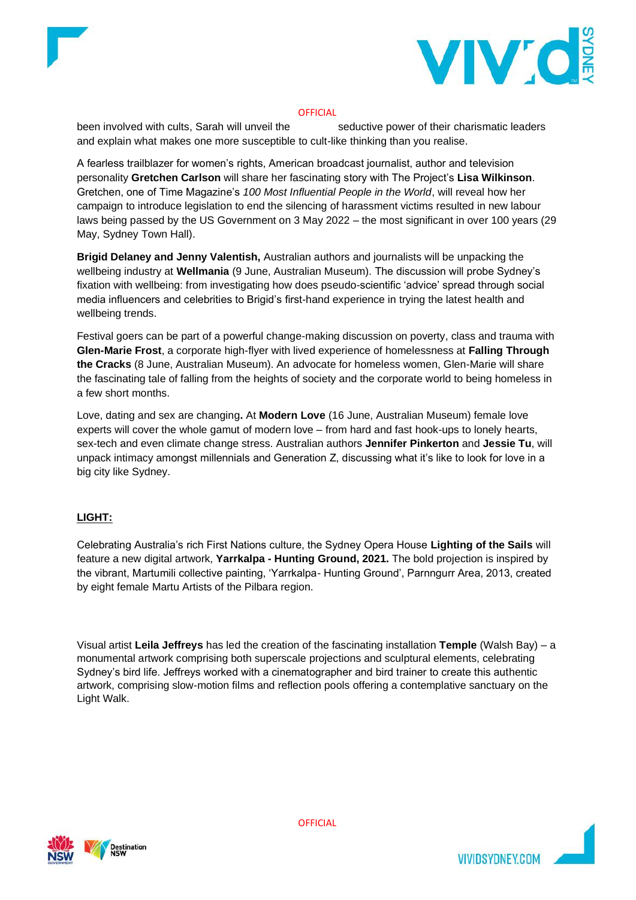been involved with cults, Sarah will unveil the seductive power of their charismatic leaders and explain what makes one more susceptible to cult-like thinking than you realise.

A fearless trailblazer for women's rights, American broadcast journalist, author and television personality **Gretchen Carlson** will share her fascinating story with The Project's **Lisa Wilkinson**. Gretchen, one of Time Magazine's *100 Most Influential People in the World*, will reveal how her campaign to introduce legislation to end the silencing of harassment victims resulted in new labour laws being passed by the US Government on 3 May 2022 – the most significant in over 100 years (29 May, Sydney Town Hall).

**Brigid Delaney and Jenny Valentish,** Australian authors and journalists will be unpacking the wellbeing industry at **Wellmania** (9 June, Australian Museum). The discussion will probe Sydney's fixation with wellbeing: from investigating how does pseudo-scientific 'advice' spread through social media influencers and celebrities to Brigid's first-hand experience in trying the latest health and wellbeing trends.

Festival goers can be part of a powerful change-making discussion on poverty, class and trauma with **Glen-Marie Frost**, a corporate high-flyer with lived experience of homelessness at **Falling Through the Cracks** (8 June, Australian Museum). An advocate for homeless women, Glen-Marie will share the fascinating tale of falling from the heights of society and the corporate world to being homeless in a few short months.

Love, dating and sex are changing**.** At **Modern Love** (16 June, Australian Museum) female love experts will cover the whole gamut of modern love – from hard and fast hook-ups to lonely hearts, sex-tech and even climate change stress. Australian authors **Jennifer Pinkerton** and **Jessie Tu**, will unpack intimacy amongst millennials and Generation Z, discussing what it's like to look for love in a big city like Sydney.

**LIGHT:**

Celebrating Australia's rich First Nations culture, the Sydney Opera House **Lighting of the Sails** will feature a new digital artwork, **Yarrkalpa - Hunting Ground, 2021.** The bold projection is inspired by the vibrant, Martumili collective painting, 'Yarrkalpa- Hunting Ground', Parnngurr Area, 2013, created by eight female Martu Artists of the Pilbara region.

Visual artist **Leila Jeffreys** has led the creation of the fascinating installation **Temple** (Walsh Bay) – a monumental artwork comprising both superscale projections and sculptural elements, celebrating Sydney's bird life. Jeffreys worked with a cinematographer and bird trainer to create this authentic artwork, comprising slow-motion films and reflection pools offering a contemplative sanctuary on the Light Walk.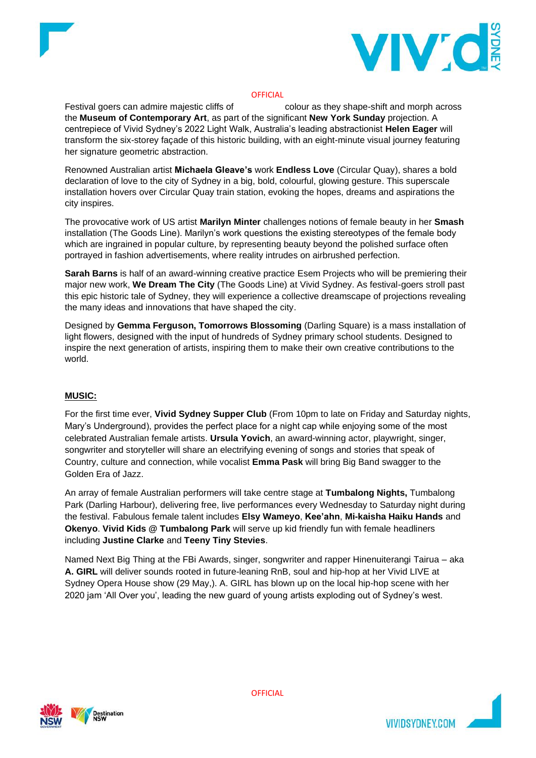Festival goers can admire majestic cliffs of colour as they shape-shift and morph across the **Museum of Contemporary Art**, as part of the significant **New York Sunday** projection. A centrepiece of Vivid Sydney's 2022 Light Walk, Australia's leading abstractionist **Helen Eager** will transform the six-storey façade of this historic building, with an eight-minute visual journey featuring her signature geometric abstraction.

Renowned Australian artist **Michaela Gleave's** work **Endless Love** (Circular Quay), shares a bold declaration of love to the city of Sydney in a big, bold, colourful, glowing gesture. This superscale installation hovers over Circular Quay train station, evoking the hopes, dreams and aspirations the city inspires.

The provocative work of US artist **Marilyn Minter** challenges notions of female beauty in her **Smash** installation (The Goods Line). Marilyn's work questions the existing stereotypes of the female body which are ingrained in popular culture, by representing beauty beyond the polished surface often portrayed in fashion advertisements, where reality intrudes on airbrushed perfection.

**Sarah Barns** is half of an award-winning creative practice Esem Projects who will be premiering their major new work, **We Dream The City** (The Goods Line) at Vivid Sydney. As festival-goers stroll past this epic historic tale of Sydney, they will experience a collective dreamscape of projections revealing the many ideas and innovations that have shaped the city.

Designed by **Gemma Ferguson, Tomorrows Blossoming** (Darling Square) is a mass installation of light flowers, designed with the input of hundreds of Sydney primary school students. Designed to inspire the next generation of artists, inspiring them to make their own creative contributions to the world.

**MUSIC:**

For the first time ever, **Vivid Sydney Supper Club** (From 10pm to late on Friday and Saturday nights, Mary's Underground), provides the perfect place for a night cap while enjoying some of the most celebrated Australian female artists. **Ursula Yovich**, an award-winning actor, playwright, singer, songwriter and storyteller will share an electrifying evening of songs and stories that speak of Country, culture and connection, while vocalist **Emma Pask** will bring Big Band swagger to the Golden Era of Jazz.

An array of female Australian performers will take centre stage at **Tumbalong Nights,** Tumbalong Park (Darling Harbour), delivering free, live performances every Wednesday to Saturday night during the festival. Fabulous female talent includes **Elsy Wameyo**, **Kee'ahn**, **Mi-kaisha Haiku Hands** and **Okenyo**. **Vivid Kids @ Tumbalong Park** will serve up kid friendly fun with female headliners including **Justine Clarke** and **Teeny Tiny Stevies**.

Named Next Big Thing at the FBi Awards, singer, songwriter and rapper Hinenuiterangi Tairua – aka **A. GIRL** will deliver sounds rooted in future-leaning RnB, soul and hip-hop at her Vivid LIVE at Sydney Opera House show (29 May,). A. GIRL has blown up on the local hip-hop scene with her 2020 jam 'All Over you', leading the new guard of young artists exploding out of Sydney's west.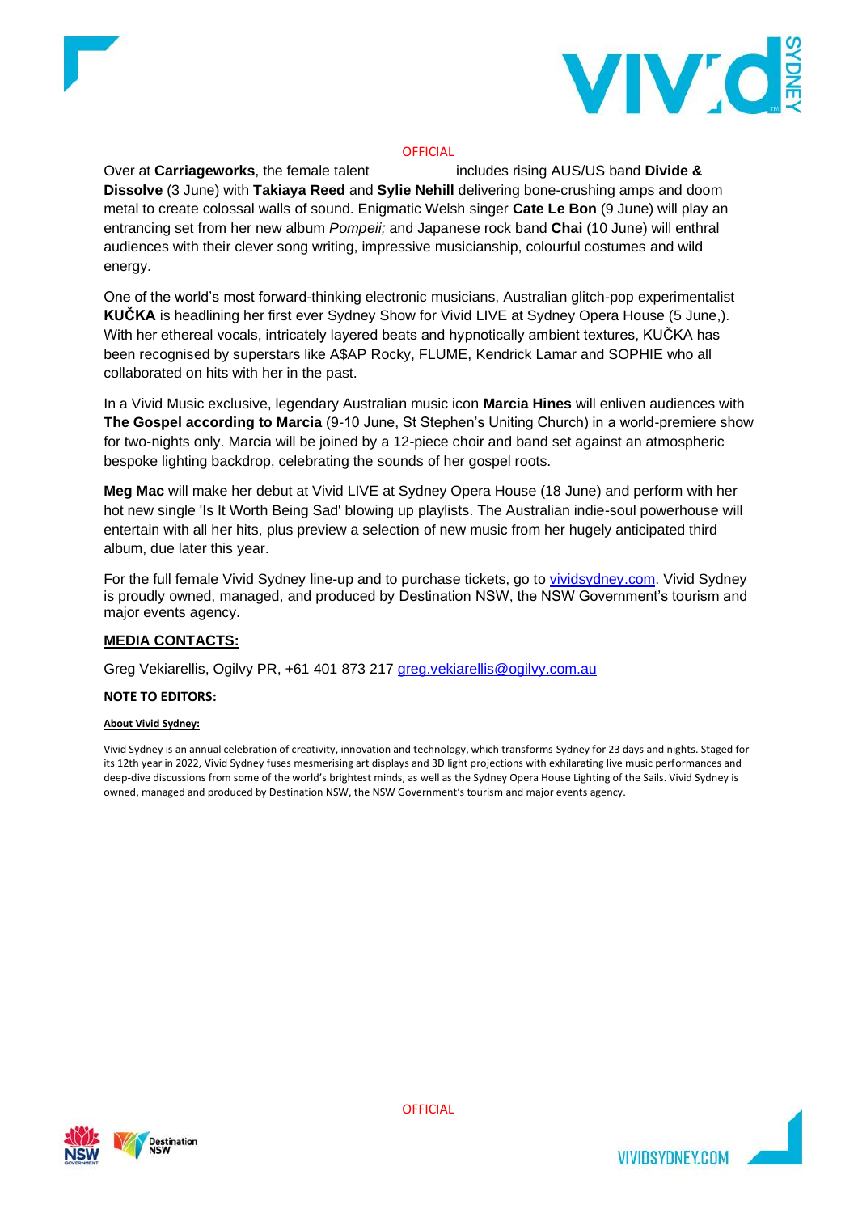Over at **Carriageworks**, the female talent includes rising AUS/US band **Divide & Dissolve** (3 June) with **Takiaya Reed** and **Sylie Nehill** delivering bone-crushing amps and doom metal to create colossal walls of sound. Enigmatic Welsh singer **Cate Le Bon** (9 June) will play an entrancing set from her new album *Pompeii;* and Japanese rock band **Chai** (10 June) will enthral audiences with their clever song writing, impressive musicianship, colourful costumes and wild energy.

One of the world's most forward-thinking electronic musicians, Australian glitch-pop experimentalist **KUČKA** is headlining her first ever Sydney Show for Vivid LIVE at Sydney Opera House (5 June,). With her ethereal vocals, intricately layered beats and hypnotically ambient textures, KUČKA has been recognised by superstars like A$AP Rocky, FLUME, Kendrick Lamar and SOPHIE who all collaborated on hits with her in the past.

In a Vivid Music exclusive, legendary Australian music icon **Marcia Hines** will enliven audiences with **The Gospel according to Marcia** (9-10 June, St Stephen's Uniting Church) in a world-premiere show for two-nights only. Marcia will be joined by a 12-piece choir and band set against an atmospheric bespoke lighting backdrop, celebrating the sounds of her gospel roots.

**Meg Mac** will make her debut at Vivid LIVE at Sydney Opera House (18 June) and perform with her hot new single 'Is It Worth Being Sad' blowing up playlists. The Australian indie-soul powerhouse will entertain with all her hits, plus preview a selection of new music from her hugely anticipated third album, due later this year.

For the full female Vivid Sydney line-up and to purchase tickets, go to [vividsydney.com](vividsydney.com). Vivid Sydney is proudly owned, managed, and produced by Destination NSW, the NSW Government's tourism and major events agency.

## MEDIA CONTACTS:

Greg Vekiarellis, Ogilvy PR, +61 401 873 217 [greg.vekiarellis@ogilvy.com.au](mailto:greg.vekiarellis@ogilvy.com.au)

**NOTE TO EDITORS:**

**About Vivid Sydney:**

Vivid Sydney is an annual celebration of creativity, innovation and technology, which transforms Sydney for 23 days and nights. Staged for its 12th year in 2022, Vivid Sydney fuses mesmerising art displays and 3D light projections with exhilarating live music performances and deep-dive discussions from some of the world's brightest minds, as well as the Sydney Opera House Lighting of the Sails. Vivid Sydney is owned, managed and produced by Destination NSW, the NSW Government's tourism and major events agency.